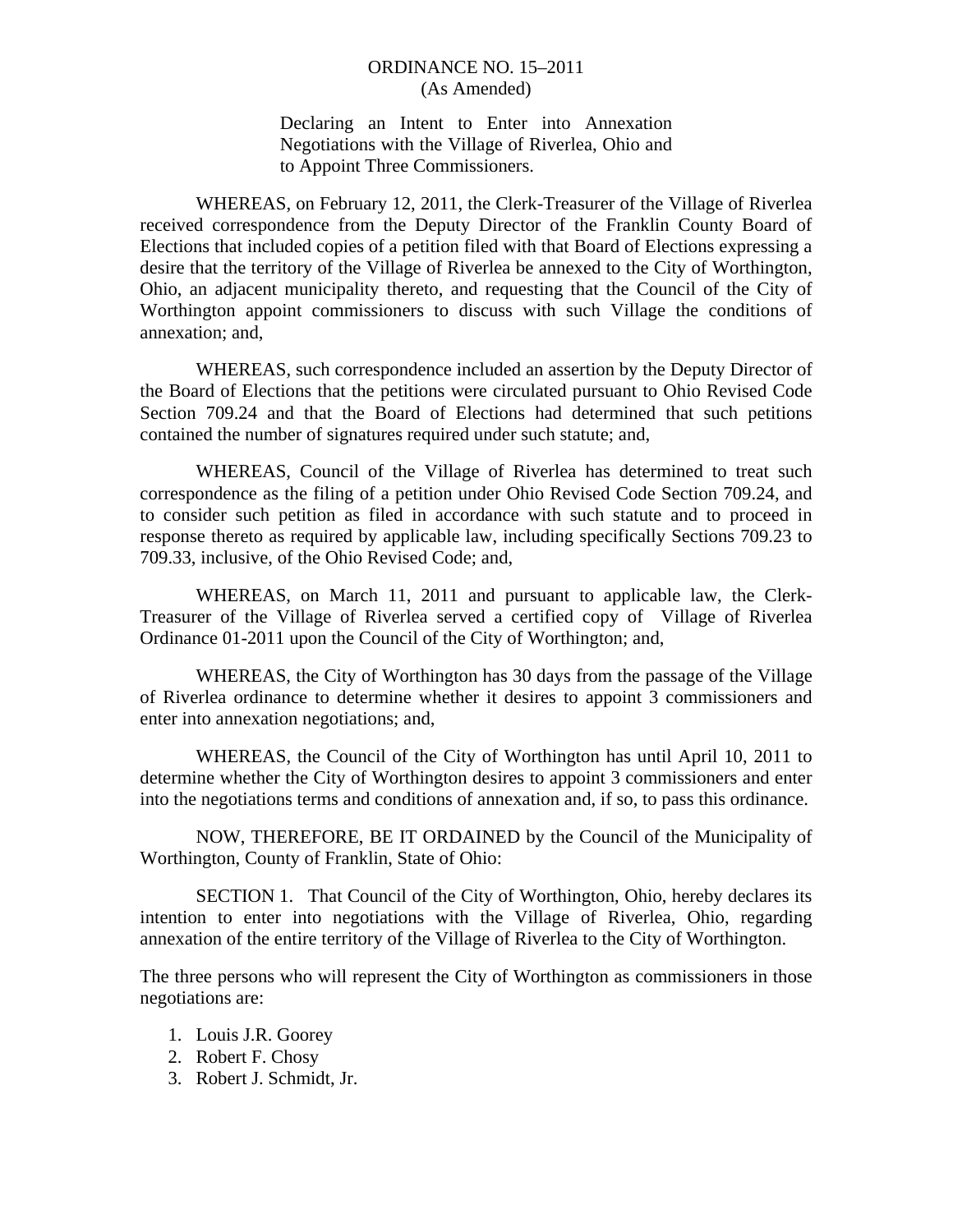# ORDINANCE NO. 15–2011
(As Amended)

Declaring an Intent to Enter into Annexation Negotiations with the Village of Riverlea, Ohio and to Appoint Three Commissioners.

WHEREAS, on February 12, 2011, the Clerk-Treasurer of the Village of Riverlea received correspondence from the Deputy Director of the Franklin County Board of Elections that included copies of a petition filed with that Board of Elections expressing a desire that the territory of the Village of Riverlea be annexed to the City of Worthington, Ohio, an adjacent municipality thereto, and requesting that the Council of the City of Worthington appoint commissioners to discuss with such Village the conditions of annexation; and,

WHEREAS, such correspondence included an assertion by the Deputy Director of the Board of Elections that the petitions were circulated pursuant to Ohio Revised Code Section 709.24 and that the Board of Elections had determined that such petitions contained the number of signatures required under such statute; and,

WHEREAS, Council of the Village of Riverlea has determined to treat such correspondence as the filing of a petition under Ohio Revised Code Section 709.24, and to consider such petition as filed in accordance with such statute and to proceed in response thereto as required by applicable law, including specifically Sections 709.23 to 709.33, inclusive, of the Ohio Revised Code; and,

WHEREAS, on March 11, 2011 and pursuant to applicable law, the Clerk-Treasurer of the Village of Riverlea served a certified copy of Village of Riverlea Ordinance 01-2011 upon the Council of the City of Worthington; and,

WHEREAS, the City of Worthington has 30 days from the passage of the Village of Riverlea ordinance to determine whether it desires to appoint 3 commissioners and enter into annexation negotiations; and,

WHEREAS, the Council of the City of Worthington has until April 10, 2011 to determine whether the City of Worthington desires to appoint 3 commissioners and enter into the negotiations terms and conditions of annexation and, if so, to pass this ordinance.

NOW, THEREFORE, BE IT ORDAINED by the Council of the Municipality of Worthington, County of Franklin, State of Ohio:

SECTION 1. That Council of the City of Worthington, Ohio, hereby declares its intention to enter into negotiations with the Village of Riverlea, Ohio, regarding annexation of the entire territory of the Village of Riverlea to the City of Worthington.

The three persons who will represent the City of Worthington as commissioners in those negotiations are:

1. Louis J.R. Goorey
2. Robert F. Chosy
3. Robert J. Schmidt, Jr.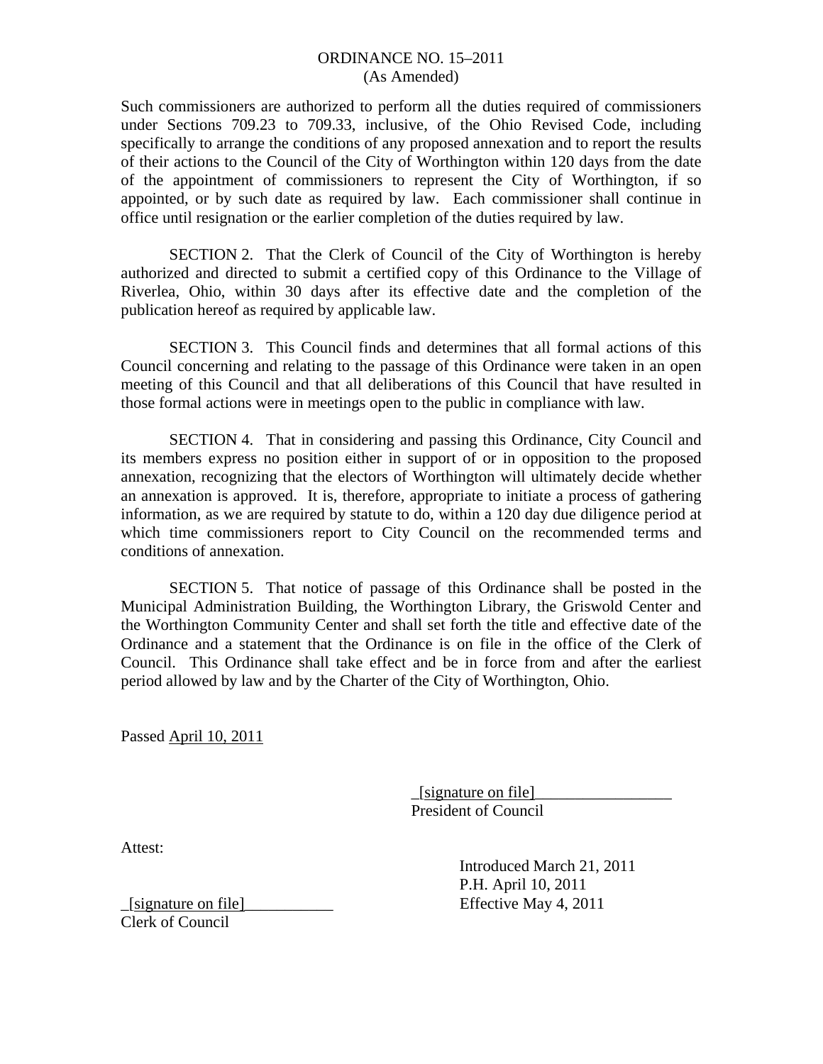ORDINANCE NO. 15–2011
(As Amended)

Such commissioners are authorized to perform all the duties required of commissioners under Sections 709.23 to 709.33, inclusive, of the Ohio Revised Code, including specifically to arrange the conditions of any proposed annexation and to report the results of their actions to the Council of the City of Worthington within 120 days from the date of the appointment of commissioners to represent the City of Worthington, if so appointed, or by such date as required by law. Each commissioner shall continue in office until resignation or the earlier completion of the duties required by law.

SECTION 2. That the Clerk of Council of the City of Worthington is hereby authorized and directed to submit a certified copy of this Ordinance to the Village of Riverlea, Ohio, within 30 days after its effective date and the completion of the publication hereof as required by applicable law.

SECTION 3. This Council finds and determines that all formal actions of this Council concerning and relating to the passage of this Ordinance were taken in an open meeting of this Council and that all deliberations of this Council that have resulted in those formal actions were in meetings open to the public in compliance with law.

SECTION 4. That in considering and passing this Ordinance, City Council and its members express no position either in support of or in opposition to the proposed annexation, recognizing that the electors of Worthington will ultimately decide whether an annexation is approved. It is, therefore, appropriate to initiate a process of gathering information, as we are required by statute to do, within a 120 day due diligence period at which time commissioners report to City Council on the recommended terms and conditions of annexation.

SECTION 5. That notice of passage of this Ordinance shall be posted in the Municipal Administration Building, the Worthington Library, the Griswold Center and the Worthington Community Center and shall set forth the title and effective date of the Ordinance and a statement that the Ordinance is on file in the office of the Clerk of Council. This Ordinance shall take effect and be in force from and after the earliest period allowed by law and by the Charter of the City of Worthington, Ohio.

Passed April 10, 2011

_[signature on file]_________________
President of Council

Attest:

_[signature on file]___________
Clerk of Council

Introduced March 21, 2011
P.H. April 10, 2011
Effective May 4, 2011